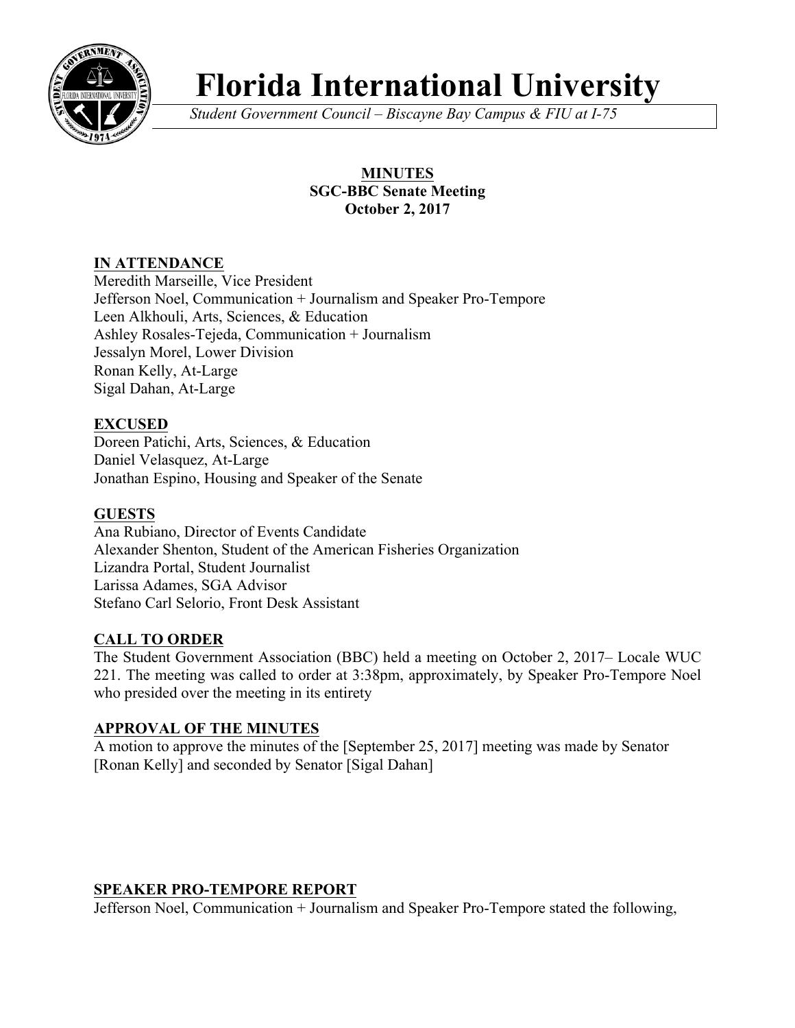# Florida International University

*Student Government Council – Biscayne Bay Campus & FIU at I-75*

**MINUTES**
**SGC-BBC Senate Meeting**
**October 2, 2017**

## IN ATTENDANCE

Meredith Marseille, Vice President
Jefferson Noel, Communication + Journalism and Speaker Pro-Tempore
Leen Alkhouli, Arts, Sciences, & Education
Ashley Rosales-Tejeda, Communication + Journalism
Jessalyn Morel, Lower Division
Ronan Kelly, At-Large
Sigal Dahan, At-Large

## EXCUSED

Doreen Patichi, Arts, Sciences, & Education
Daniel Velasquez, At-Large
Jonathan Espino, Housing and Speaker of the Senate

## GUESTS

Ana Rubiano, Director of Events Candidate
Alexander Shenton, Student of the American Fisheries Organization
Lizandra Portal, Student Journalist
Larissa Adames, SGA Advisor
Stefano Carl Selorio, Front Desk Assistant

## CALL TO ORDER

The Student Government Association (BBC) held a meeting on October 2, 2017– Locale WUC 221. The meeting was called to order at 3:38pm, approximately, by Speaker Pro-Tempore Noel who presided over the meeting in its entirety

## APPROVAL OF THE MINUTES

A motion to approve the minutes of the [September 25, 2017] meeting was made by Senator [Ronan Kelly] and seconded by Senator [Sigal Dahan]

## SPEAKER PRO-TEMPORE REPORT

Jefferson Noel, Communication + Journalism and Speaker Pro-Tempore stated the following,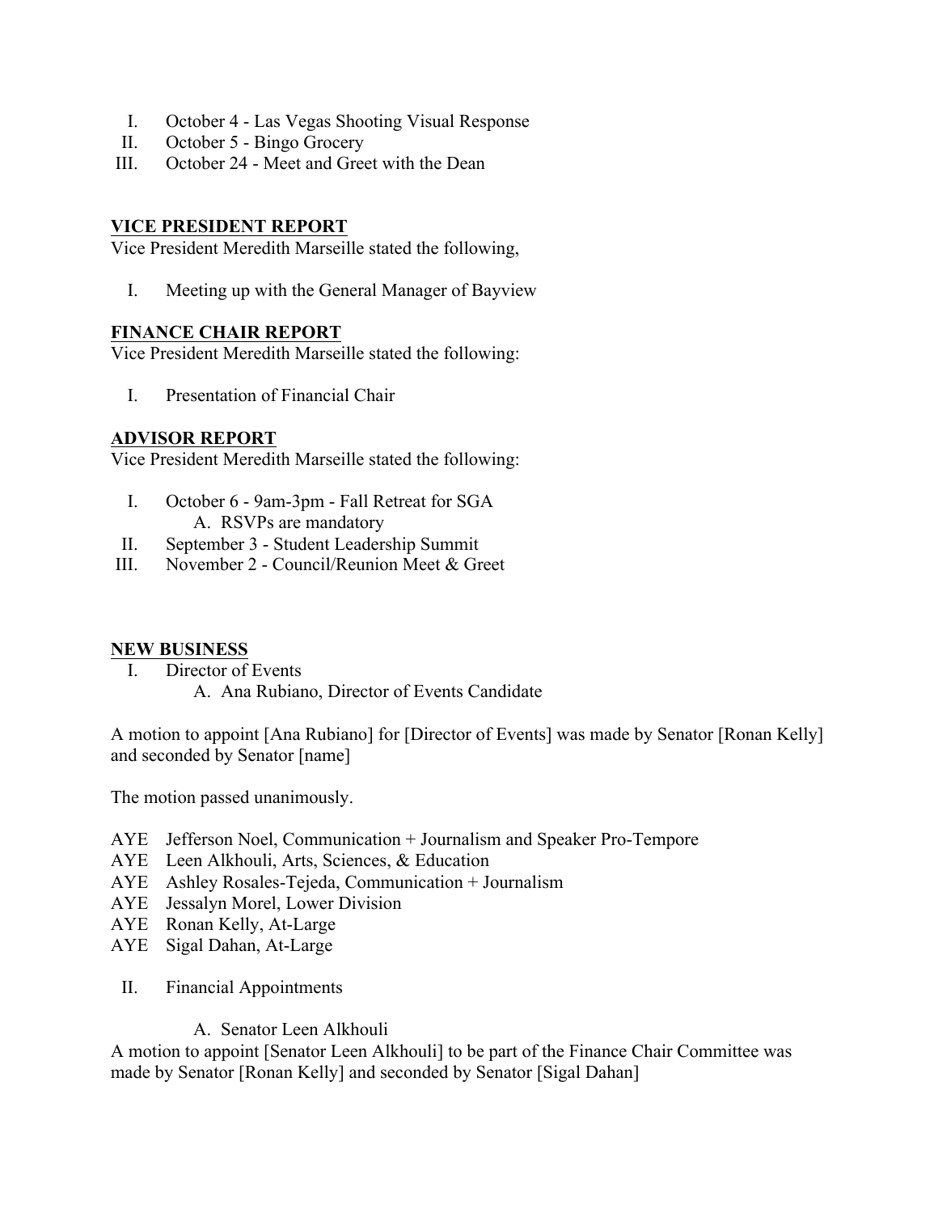I. October 4 - Las Vegas Shooting Visual Response
II. October 5 - Bingo Grocery
III. October 24 - Meet and Greet with the Dean

## VICE PRESIDENT REPORT

Vice President Meredith Marseille stated the following,

I. Meeting up with the General Manager of Bayview

## FINANCE CHAIR REPORT

Vice President Meredith Marseille stated the following:

I. Presentation of Financial Chair

## ADVISOR REPORT

Vice President Meredith Marseille stated the following:

I. October 6 - 9am-3pm - Fall Retreat for SGA
   A. RSVPs are mandatory
II. September 3 - Student Leadership Summit
III. November 2 - Council/Reunion Meet & Greet

## NEW BUSINESS

I. Director of Events
   A. Ana Rubiano, Director of Events Candidate

A motion to appoint [Ana Rubiano] for [Director of Events] was made by Senator [Ronan Kelly] and seconded by Senator [name]

The motion passed unanimously.

AYE Jefferson Noel, Communication + Journalism and Speaker Pro-Tempore
AYE Leen Alkhouli, Arts, Sciences, & Education
AYE Ashley Rosales-Tejeda, Communication + Journalism
AYE Jessalyn Morel, Lower Division
AYE Ronan Kelly, At-Large
AYE Sigal Dahan, At-Large

II. Financial Appointments

   A. Senator Leen Alkhouli

A motion to appoint [Senator Leen Alkhouli] to be part of the Finance Chair Committee was made by Senator [Ronan Kelly] and seconded by Senator [Sigal Dahan]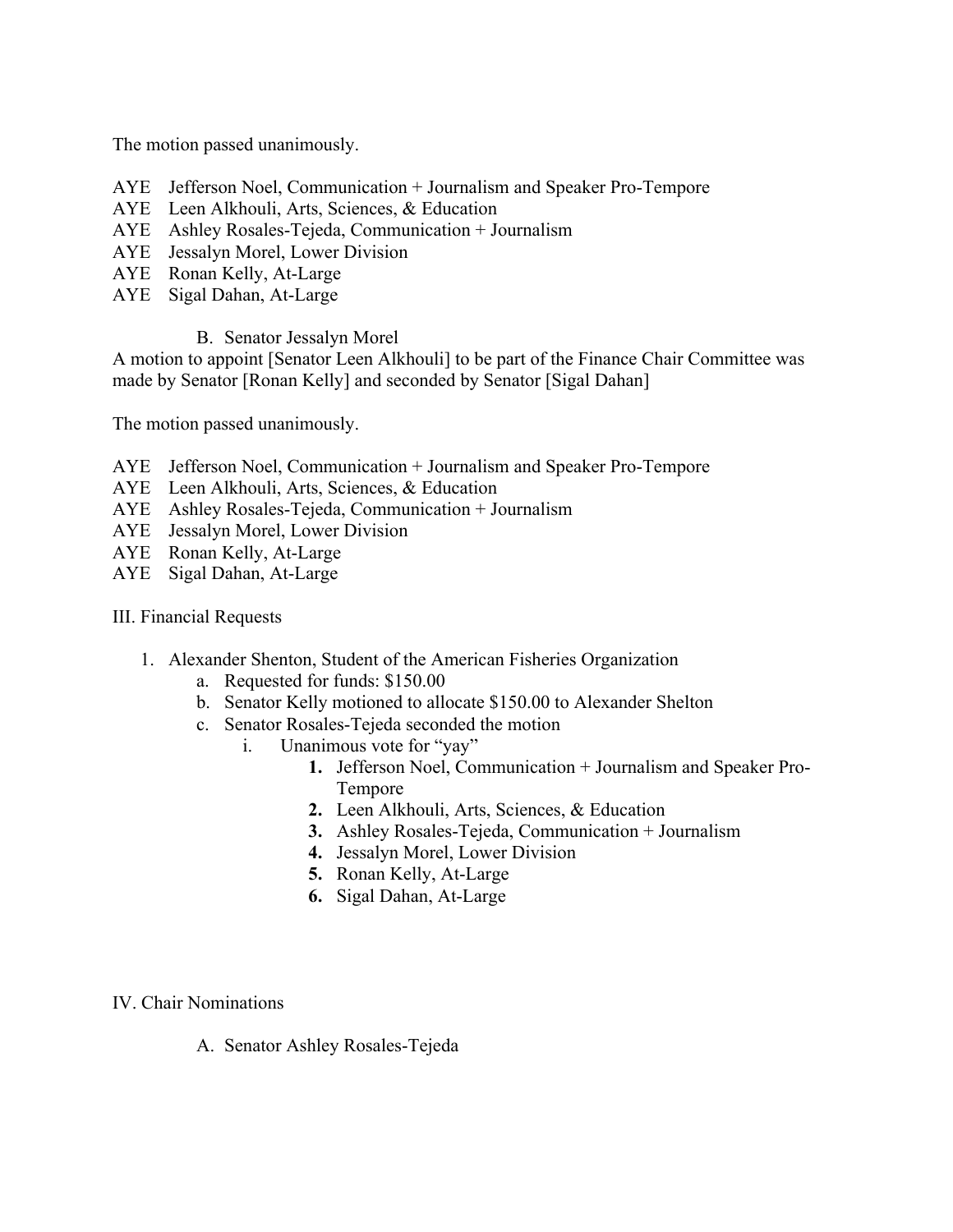The motion passed unanimously.

AYE Jefferson Noel, Communication + Journalism and Speaker Pro-Tempore
AYE Leen Alkhouli, Arts, Sciences, & Education
AYE Ashley Rosales-Tejeda, Communication + Journalism
AYE Jessalyn Morel, Lower Division
AYE Ronan Kelly, At-Large
AYE Sigal Dahan, At-Large

B. Senator Jessalyn Morel

A motion to appoint [Senator Leen Alkhouli] to be part of the Finance Chair Committee was made by Senator [Ronan Kelly] and seconded by Senator [Sigal Dahan]

The motion passed unanimously.

AYE Jefferson Noel, Communication + Journalism and Speaker Pro-Tempore
AYE Leen Alkhouli, Arts, Sciences, & Education
AYE Ashley Rosales-Tejeda, Communication + Journalism
AYE Jessalyn Morel, Lower Division
AYE Ronan Kelly, At-Large
AYE Sigal Dahan, At-Large

III. Financial Requests

1. Alexander Shenton, Student of the American Fisheries Organization
   a. Requested for funds: $150.00
   b. Senator Kelly motioned to allocate $150.00 to Alexander Shelton
   c. Senator Rosales-Tejeda seconded the motion
      i. Unanimous vote for "yay"
         1. Jefferson Noel, Communication + Journalism and Speaker Pro-Tempore
         2. Leen Alkhouli, Arts, Sciences, & Education
         3. Ashley Rosales-Tejeda, Communication + Journalism
         4. Jessalyn Morel, Lower Division
         5. Ronan Kelly, At-Large
         6. Sigal Dahan, At-Large

IV. Chair Nominations

A. Senator Ashley Rosales-Tejeda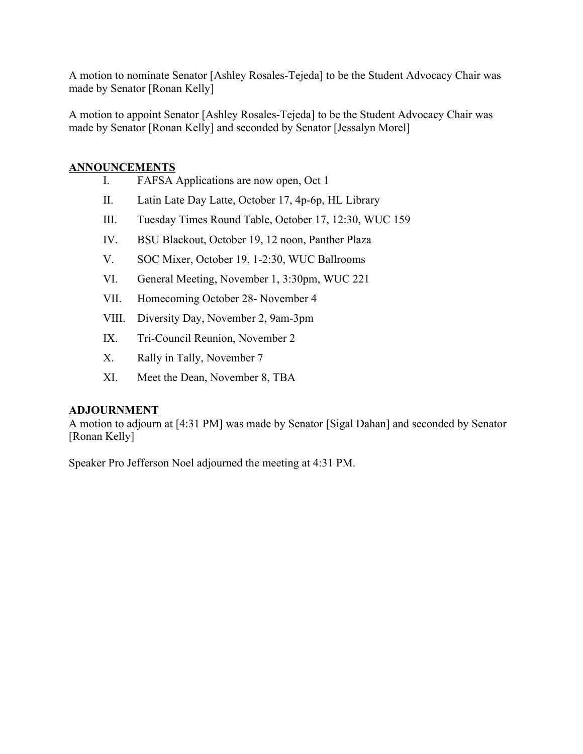A motion to nominate Senator [Ashley Rosales-Tejeda] to be the Student Advocacy Chair was made by Senator [Ronan Kelly]

A motion to appoint Senator [Ashley Rosales-Tejeda] to be the Student Advocacy Chair was made by Senator [Ronan Kelly] and seconded by Senator [Jessalyn Morel]

**ANNOUNCEMENTS**

I. FAFSA Applications are now open, Oct 1

II. Latin Late Day Latte, October 17, 4p-6p, HL Library

III. Tuesday Times Round Table, October 17, 12:30, WUC 159

IV. BSU Blackout, October 19, 12 noon, Panther Plaza

V. SOC Mixer, October 19, 1-2:30, WUC Ballrooms

VI. General Meeting, November 1, 3:30pm, WUC 221

VII. Homecoming October 28- November 4

VIII. Diversity Day, November 2, 9am-3pm

IX. Tri-Council Reunion, November 2

X. Rally in Tally, November 7

XI. Meet the Dean, November 8, TBA

**ADJOURNMENT**

A motion to adjourn at [4:31 PM] was made by Senator [Sigal Dahan] and seconded by Senator [Ronan Kelly]

Speaker Pro Jefferson Noel adjourned the meeting at 4:31 PM.